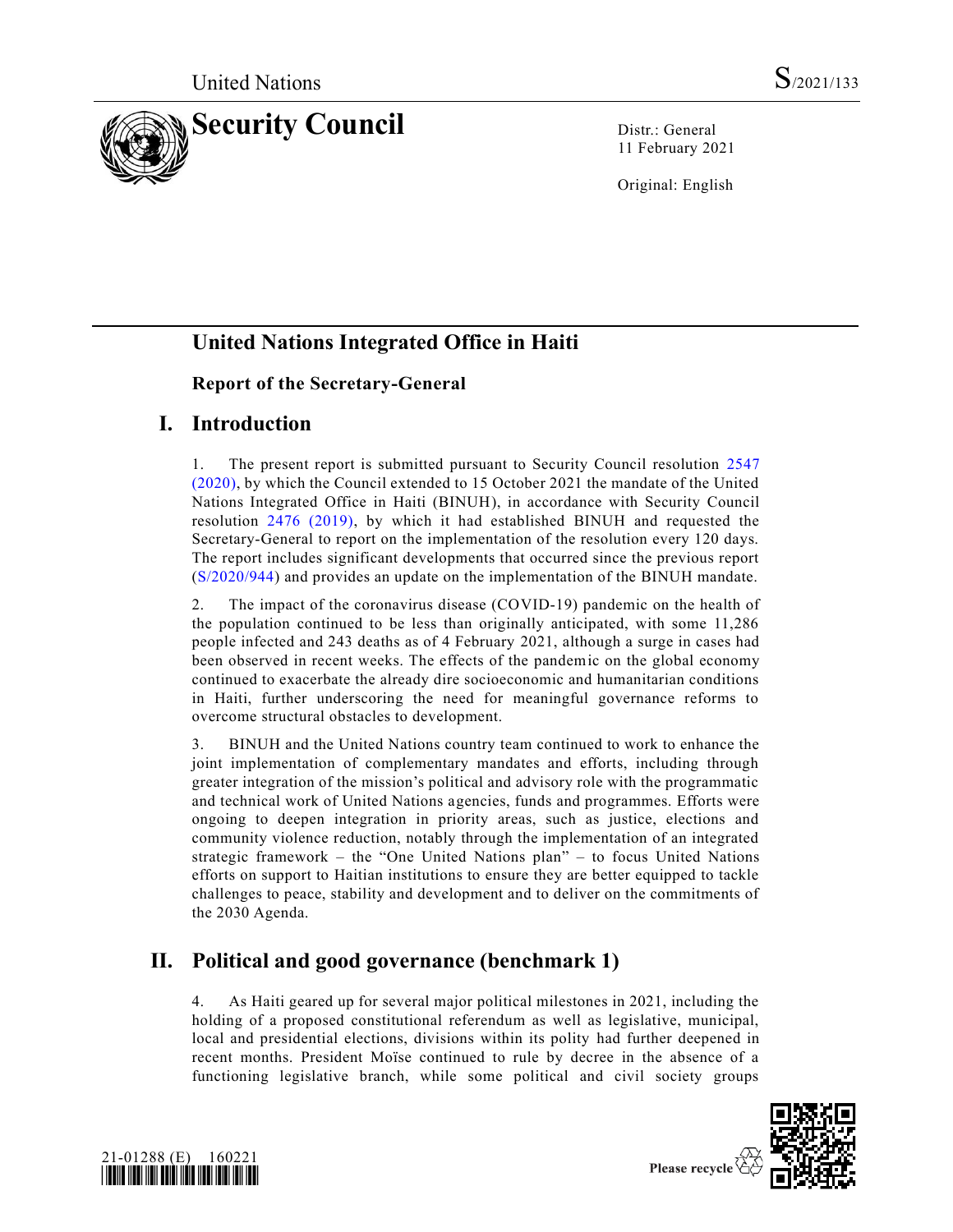United Nations S/2021/133

# Security Council

Distr.: General
11 February 2021

Original: English

## United Nations Integrated Office in Haiti

### Report of the Secretary-General

## I. Introduction

1. The present report is submitted pursuant to Security Council resolution 2547 (2020), by which the Council extended to 15 October 2021 the mandate of the United Nations Integrated Office in Haiti (BINUH), in accordance with Security Council resolution 2476 (2019), by which it had established BINUH and requested the Secretary-General to report on the implementation of the resolution every 120 days. The report includes significant developments that occurred since the previous report (S/2020/944) and provides an update on the implementation of the BINUH mandate.

2. The impact of the coronavirus disease (COVID-19) pandemic on the health of the population continued to be less than originally anticipated, with some 11,286 people infected and 243 deaths as of 4 February 2021, although a surge in cases had been observed in recent weeks. The effects of the pandemic on the global economy continued to exacerbate the already dire socioeconomic and humanitarian conditions in Haiti, further underscoring the need for meaningful governance reforms to overcome structural obstacles to development.

3. BINUH and the United Nations country team continued to work to enhance the joint implementation of complementary mandates and efforts, including through greater integration of the mission's political and advisory role with the programmatic and technical work of United Nations agencies, funds and programmes. Efforts were ongoing to deepen integration in priority areas, such as justice, elections and community violence reduction, notably through the implementation of an integrated strategic framework – the "One United Nations plan" – to focus United Nations efforts on support to Haitian institutions to ensure they are better equipped to tackle challenges to peace, stability and development and to deliver on the commitments of the 2030 Agenda.

## II. Political and good governance (benchmark 1)

4. As Haiti geared up for several major political milestones in 2021, including the holding of a proposed constitutional referendum as well as legislative, municipal, local and presidential elections, divisions within its polity had further deepened in recent months. President Moïse continued to rule by decree in the absence of a functioning legislative branch, while some political and civil society groups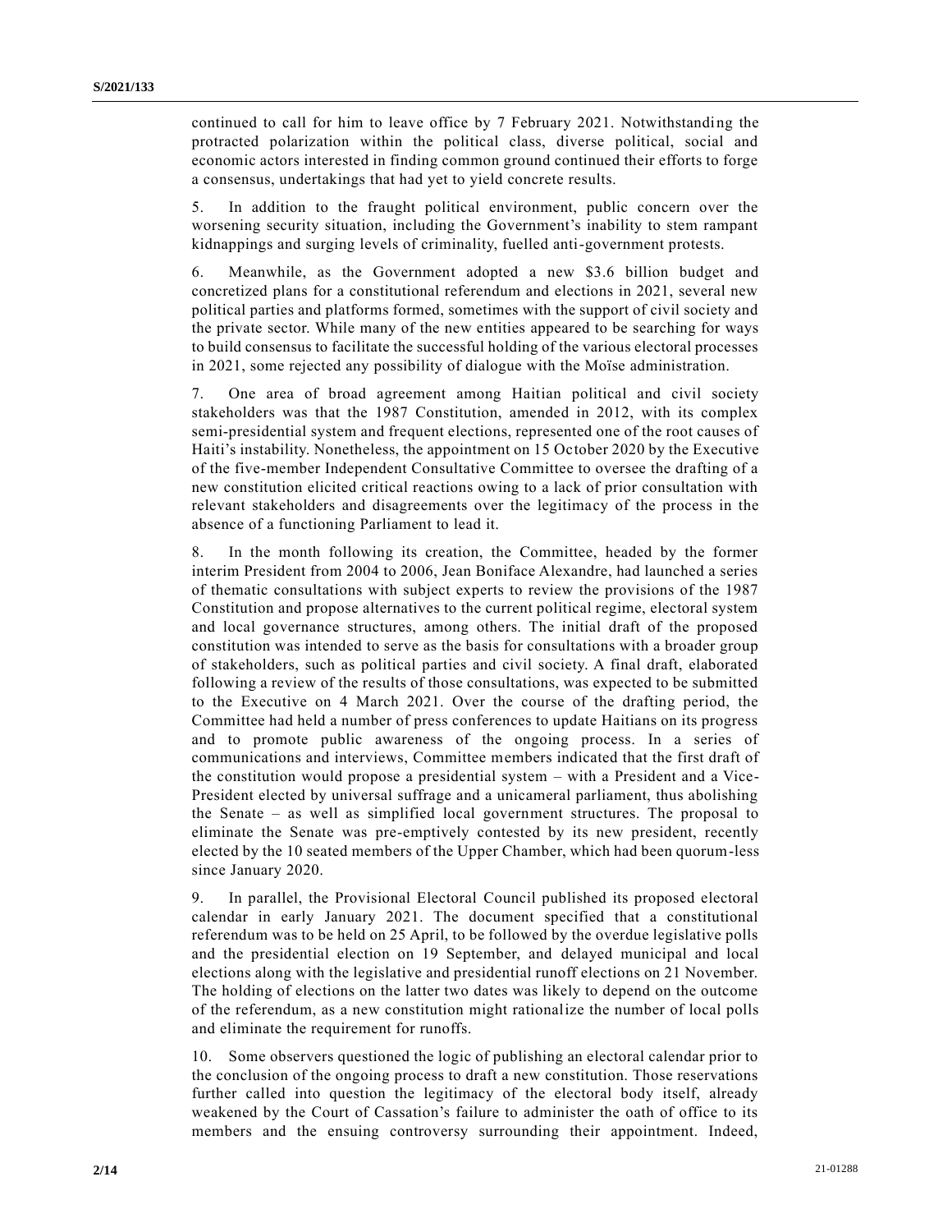continued to call for him to leave office by 7 February 2021. Notwithstanding the protracted polarization within the political class, diverse political, social and economic actors interested in finding common ground continued their efforts to forge a consensus, undertakings that had yet to yield concrete results.

5. In addition to the fraught political environment, public concern over the worsening security situation, including the Government's inability to stem rampant kidnappings and surging levels of criminality, fuelled anti-government protests.

6. Meanwhile, as the Government adopted a new $3.6 billion budget and concretized plans for a constitutional referendum and elections in 2021, several new political parties and platforms formed, sometimes with the support of civil society and the private sector. While many of the new entities appeared to be searching for ways to build consensus to facilitate the successful holding of the various electoral processes in 2021, some rejected any possibility of dialogue with the Moïse administration.

7. One area of broad agreement among Haitian political and civil society stakeholders was that the 1987 Constitution, amended in 2012, with its complex semi-presidential system and frequent elections, represented one of the root causes of Haiti's instability. Nonetheless, the appointment on 15 October 2020 by the Executive of the five-member Independent Consultative Committee to oversee the drafting of a new constitution elicited critical reactions owing to a lack of prior consultation with relevant stakeholders and disagreements over the legitimacy of the process in the absence of a functioning Parliament to lead it.

8. In the month following its creation, the Committee, headed by the former interim President from 2004 to 2006, Jean Boniface Alexandre, had launched a series of thematic consultations with subject experts to review the provisions of the 1987 Constitution and propose alternatives to the current political regime, electoral system and local governance structures, among others. The initial draft of the proposed constitution was intended to serve as the basis for consultations with a broader group of stakeholders, such as political parties and civil society. A final draft, elaborated following a review of the results of those consultations, was expected to be submitted to the Executive on 4 March 2021. Over the course of the drafting period, the Committee had held a number of press conferences to update Haitians on its progress and to promote public awareness of the ongoing process. In a series of communications and interviews, Committee members indicated that the first draft of the constitution would propose a presidential system – with a President and a Vice-President elected by universal suffrage and a unicameral parliament, thus abolishing the Senate – as well as simplified local government structures. The proposal to eliminate the Senate was pre-emptively contested by its new president, recently elected by the 10 seated members of the Upper Chamber, which had been quorum-less since January 2020.

9. In parallel, the Provisional Electoral Council published its proposed electoral calendar in early January 2021. The document specified that a constitutional referendum was to be held on 25 April, to be followed by the overdue legislative polls and the presidential election on 19 September, and delayed municipal and local elections along with the legislative and presidential runoff elections on 21 November. The holding of elections on the latter two dates was likely to depend on the outcome of the referendum, as a new constitution might rationalize the number of local polls and eliminate the requirement for runoffs.

10. Some observers questioned the logic of publishing an electoral calendar prior to the conclusion of the ongoing process to draft a new constitution. Those reservations further called into question the legitimacy of the electoral body itself, already weakened by the Court of Cassation's failure to administer the oath of office to its members and the ensuing controversy surrounding their appointment. Indeed,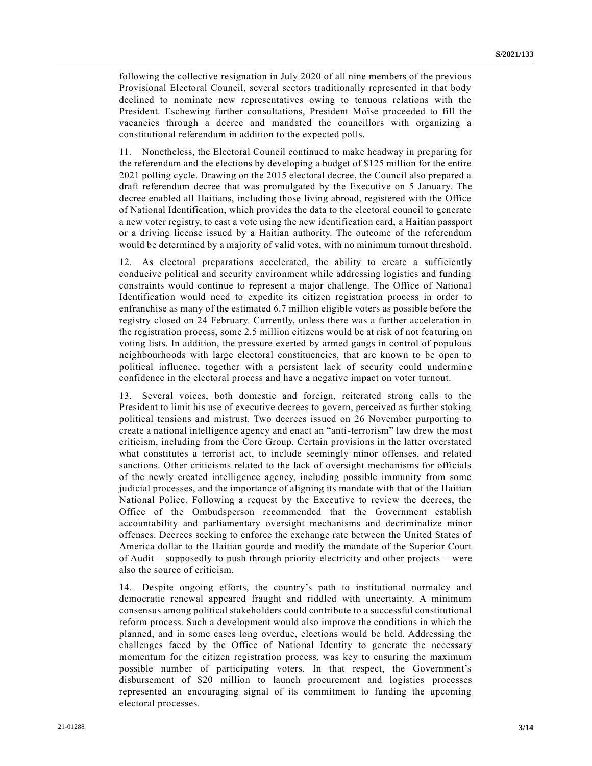following the collective resignation in July 2020 of all nine members of the previous Provisional Electoral Council, several sectors traditionally represented in that body declined to nominate new representatives owing to tenuous relations with the President. Eschewing further consultations, President Moïse proceeded to fill the vacancies through a decree and mandated the councillors with organizing a constitutional referendum in addition to the expected polls.

11. Nonetheless, the Electoral Council continued to make headway in preparing for the referendum and the elections by developing a budget of \$125 million for the entire 2021 polling cycle. Drawing on the 2015 electoral decree, the Council also prepared a draft referendum decree that was promulgated by the Executive on 5 January. The decree enabled all Haitians, including those living abroad, registered with the Office of National Identification, which provides the data to the electoral council to generate a new voter registry, to cast a vote using the new identification card, a Haitian passport or a driving license issued by a Haitian authority. The outcome of the referendum would be determined by a majority of valid votes, with no minimum turnout threshold.

12. As electoral preparations accelerated, the ability to create a sufficiently conducive political and security environment while addressing logistics and funding constraints would continue to represent a major challenge. The Office of National Identification would need to expedite its citizen registration process in order to enfranchise as many of the estimated 6.7 million eligible voters as possible before the registry closed on 24 February. Currently, unless there was a further acceleration in the registration process, some 2.5 million citizens would be at risk of not featuring on voting lists. In addition, the pressure exerted by armed gangs in control of populous neighbourhoods with large electoral constituencies, that are known to be open to political influence, together with a persistent lack of security could undermine confidence in the electoral process and have a negative impact on voter turnout.

13. Several voices, both domestic and foreign, reiterated strong calls to the President to limit his use of executive decrees to govern, perceived as further stoking political tensions and mistrust. Two decrees issued on 26 November purporting to create a national intelligence agency and enact an "anti-terrorism" law drew the most criticism, including from the Core Group. Certain provisions in the latter overstated what constitutes a terrorist act, to include seemingly minor offenses, and related sanctions. Other criticisms related to the lack of oversight mechanisms for officials of the newly created intelligence agency, including possible immunity from some judicial processes, and the importance of aligning its mandate with that of the Haitian National Police. Following a request by the Executive to review the decrees, the Office of the Ombudsperson recommended that the Government establish accountability and parliamentary oversight mechanisms and decriminalize minor offenses. Decrees seeking to enforce the exchange rate between the United States of America dollar to the Haitian gourde and modify the mandate of the Superior Court of Audit – supposedly to push through priority electricity and other projects – were also the source of criticism.

14. Despite ongoing efforts, the country's path to institutional normalcy and democratic renewal appeared fraught and riddled with uncertainty. A minimum consensus among political stakeholders could contribute to a successful constitutional reform process. Such a development would also improve the conditions in which the planned, and in some cases long overdue, elections would be held. Addressing the challenges faced by the Office of National Identity to generate the necessary momentum for the citizen registration process, was key to ensuring the maximum possible number of participating voters. In that respect, the Government's disbursement of \$20 million to launch procurement and logistics processes represented an encouraging signal of its commitment to funding the upcoming electoral processes.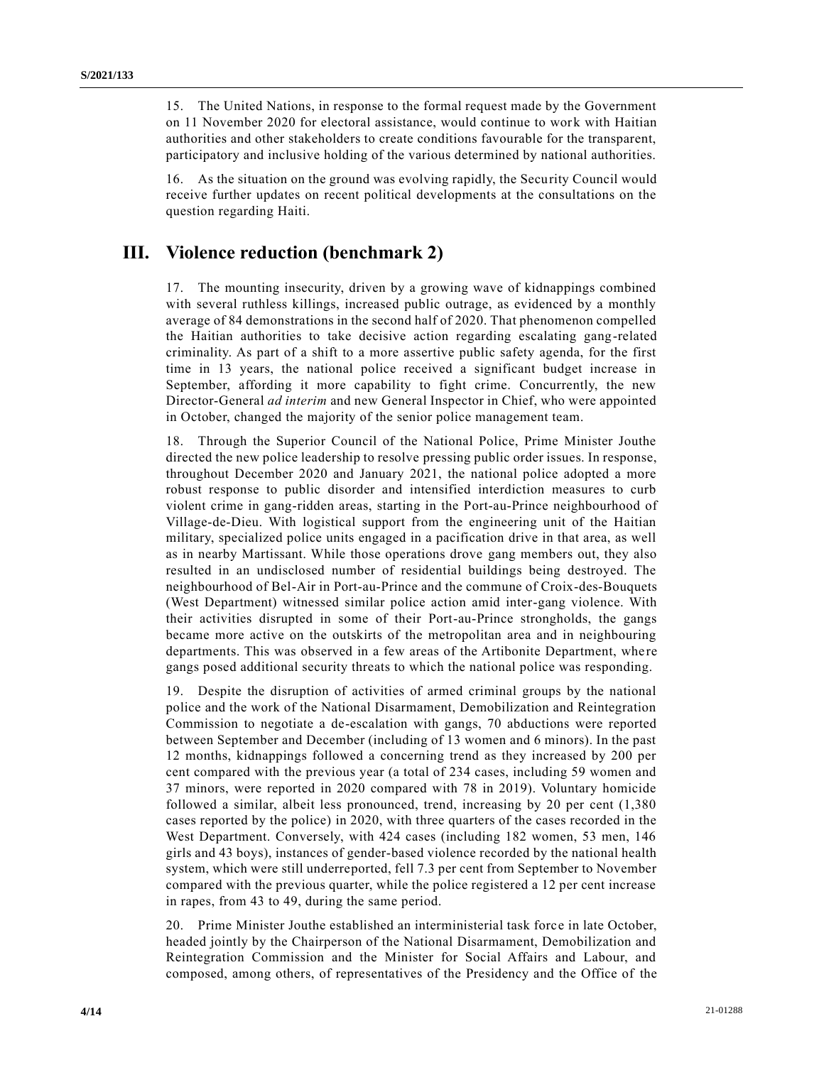15. The United Nations, in response to the formal request made by the Government on 11 November 2020 for electoral assistance, would continue to work with Haitian authorities and other stakeholders to create conditions favourable for the transparent, participatory and inclusive holding of the various determined by national authorities.

16. As the situation on the ground was evolving rapidly, the Security Council would receive further updates on recent political developments at the consultations on the question regarding Haiti.

## III. Violence reduction (benchmark 2)

17. The mounting insecurity, driven by a growing wave of kidnappings combined with several ruthless killings, increased public outrage, as evidenced by a monthly average of 84 demonstrations in the second half of 2020. That phenomenon compelled the Haitian authorities to take decisive action regarding escalating gang-related criminality. As part of a shift to a more assertive public safety agenda, for the first time in 13 years, the national police received a significant budget increase in September, affording it more capability to fight crime. Concurrently, the new Director-General *ad interim* and new General Inspector in Chief, who were appointed in October, changed the majority of the senior police management team.

18. Through the Superior Council of the National Police, Prime Minister Jouthe directed the new police leadership to resolve pressing public order issues. In response, throughout December 2020 and January 2021, the national police adopted a more robust response to public disorder and intensified interdiction measures to curb violent crime in gang-ridden areas, starting in the Port-au-Prince neighbourhood of Village-de-Dieu. With logistical support from the engineering unit of the Haitian military, specialized police units engaged in a pacification drive in that area, as well as in nearby Martissant. While those operations drove gang members out, they also resulted in an undisclosed number of residential buildings being destroyed. The neighbourhood of Bel-Air in Port-au-Prince and the commune of Croix-des-Bouquets (West Department) witnessed similar police action amid inter-gang violence. With their activities disrupted in some of their Port-au-Prince strongholds, the gangs became more active on the outskirts of the metropolitan area and in neighbouring departments. This was observed in a few areas of the Artibonite Department, where gangs posed additional security threats to which the national police was responding.

19. Despite the disruption of activities of armed criminal groups by the national police and the work of the National Disarmament, Demobilization and Reintegration Commission to negotiate a de-escalation with gangs, 70 abductions were reported between September and December (including of 13 women and 6 minors). In the past 12 months, kidnappings followed a concerning trend as they increased by 200 per cent compared with the previous year (a total of 234 cases, including 59 women and 37 minors, were reported in 2020 compared with 78 in 2019). Voluntary homicide followed a similar, albeit less pronounced, trend, increasing by 20 per cent (1,380 cases reported by the police) in 2020, with three quarters of the cases recorded in the West Department. Conversely, with 424 cases (including 182 women, 53 men, 146 girls and 43 boys), instances of gender-based violence recorded by the national health system, which were still underreported, fell 7.3 per cent from September to November compared with the previous quarter, while the police registered a 12 per cent increase in rapes, from 43 to 49, during the same period.

20. Prime Minister Jouthe established an interministerial task force in late October, headed jointly by the Chairperson of the National Disarmament, Demobilization and Reintegration Commission and the Minister for Social Affairs and Labour, and composed, among others, of representatives of the Presidency and the Office of the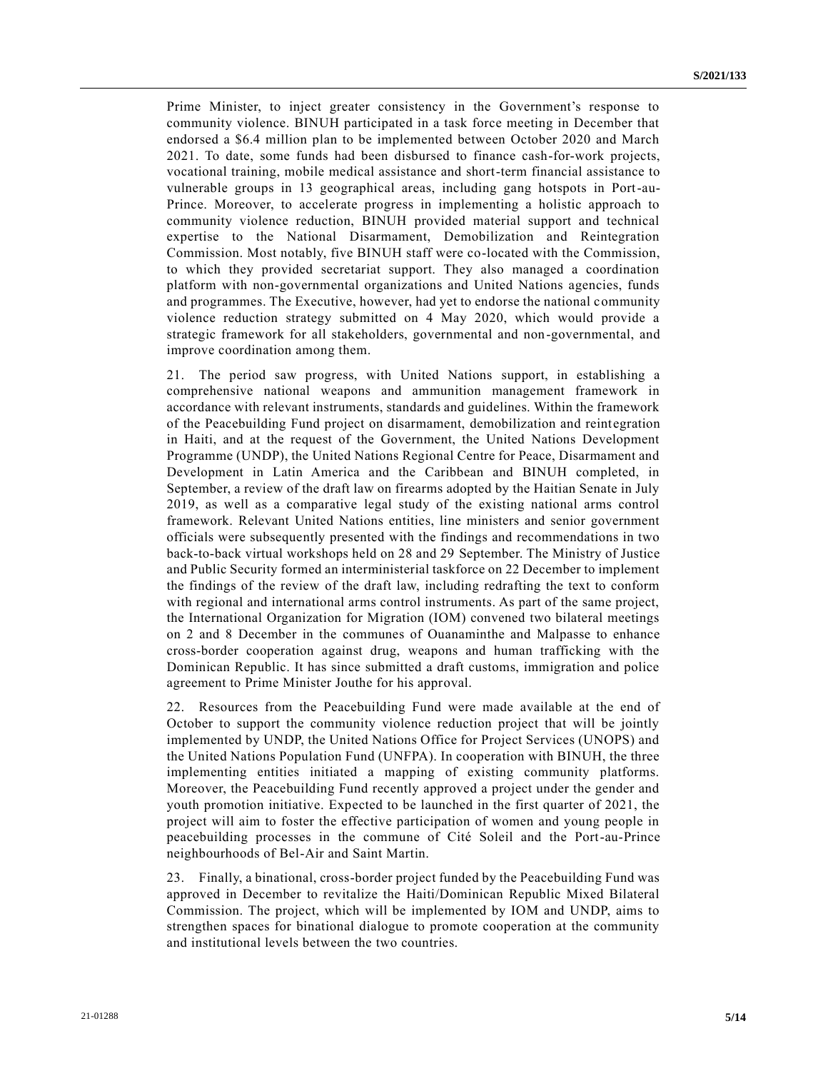Prime Minister, to inject greater consistency in the Government's response to community violence. BINUH participated in a task force meeting in December that endorsed a $6.4 million plan to be implemented between October 2020 and March 2021. To date, some funds had been disbursed to finance cash-for-work projects, vocational training, mobile medical assistance and short-term financial assistance to vulnerable groups in 13 geographical areas, including gang hotspots in Port-au-Prince. Moreover, to accelerate progress in implementing a holistic approach to community violence reduction, BINUH provided material support and technical expertise to the National Disarmament, Demobilization and Reintegration Commission. Most notably, five BINUH staff were co-located with the Commission, to which they provided secretariat support. They also managed a coordination platform with non-governmental organizations and United Nations agencies, funds and programmes. The Executive, however, had yet to endorse the national community violence reduction strategy submitted on 4 May 2020, which would provide a strategic framework for all stakeholders, governmental and non-governmental, and improve coordination among them.

21. The period saw progress, with United Nations support, in establishing a comprehensive national weapons and ammunition management framework in accordance with relevant instruments, standards and guidelines. Within the framework of the Peacebuilding Fund project on disarmament, demobilization and reintegration in Haiti, and at the request of the Government, the United Nations Development Programme (UNDP), the United Nations Regional Centre for Peace, Disarmament and Development in Latin America and the Caribbean and BINUH completed, in September, a review of the draft law on firearms adopted by the Haitian Senate in July 2019, as well as a comparative legal study of the existing national arms control framework. Relevant United Nations entities, line ministers and senior government officials were subsequently presented with the findings and recommendations in two back-to-back virtual workshops held on 28 and 29 September. The Ministry of Justice and Public Security formed an interministerial taskforce on 22 December to implement the findings of the review of the draft law, including redrafting the text to conform with regional and international arms control instruments. As part of the same project, the International Organization for Migration (IOM) convened two bilateral meetings on 2 and 8 December in the communes of Ouanaminthe and Malpasse to enhance cross-border cooperation against drug, weapons and human trafficking with the Dominican Republic. It has since submitted a draft customs, immigration and police agreement to Prime Minister Jouthe for his approval.

22. Resources from the Peacebuilding Fund were made available at the end of October to support the community violence reduction project that will be jointly implemented by UNDP, the United Nations Office for Project Services (UNOPS) and the United Nations Population Fund (UNFPA). In cooperation with BINUH, the three implementing entities initiated a mapping of existing community platforms. Moreover, the Peacebuilding Fund recently approved a project under the gender and youth promotion initiative. Expected to be launched in the first quarter of 2021, the project will aim to foster the effective participation of women and young people in peacebuilding processes in the commune of Cité Soleil and the Port-au-Prince neighbourhoods of Bel-Air and Saint Martin.

23. Finally, a binational, cross-border project funded by the Peacebuilding Fund was approved in December to revitalize the Haiti/Dominican Republic Mixed Bilateral Commission. The project, which will be implemented by IOM and UNDP, aims to strengthen spaces for binational dialogue to promote cooperation at the community and institutional levels between the two countries.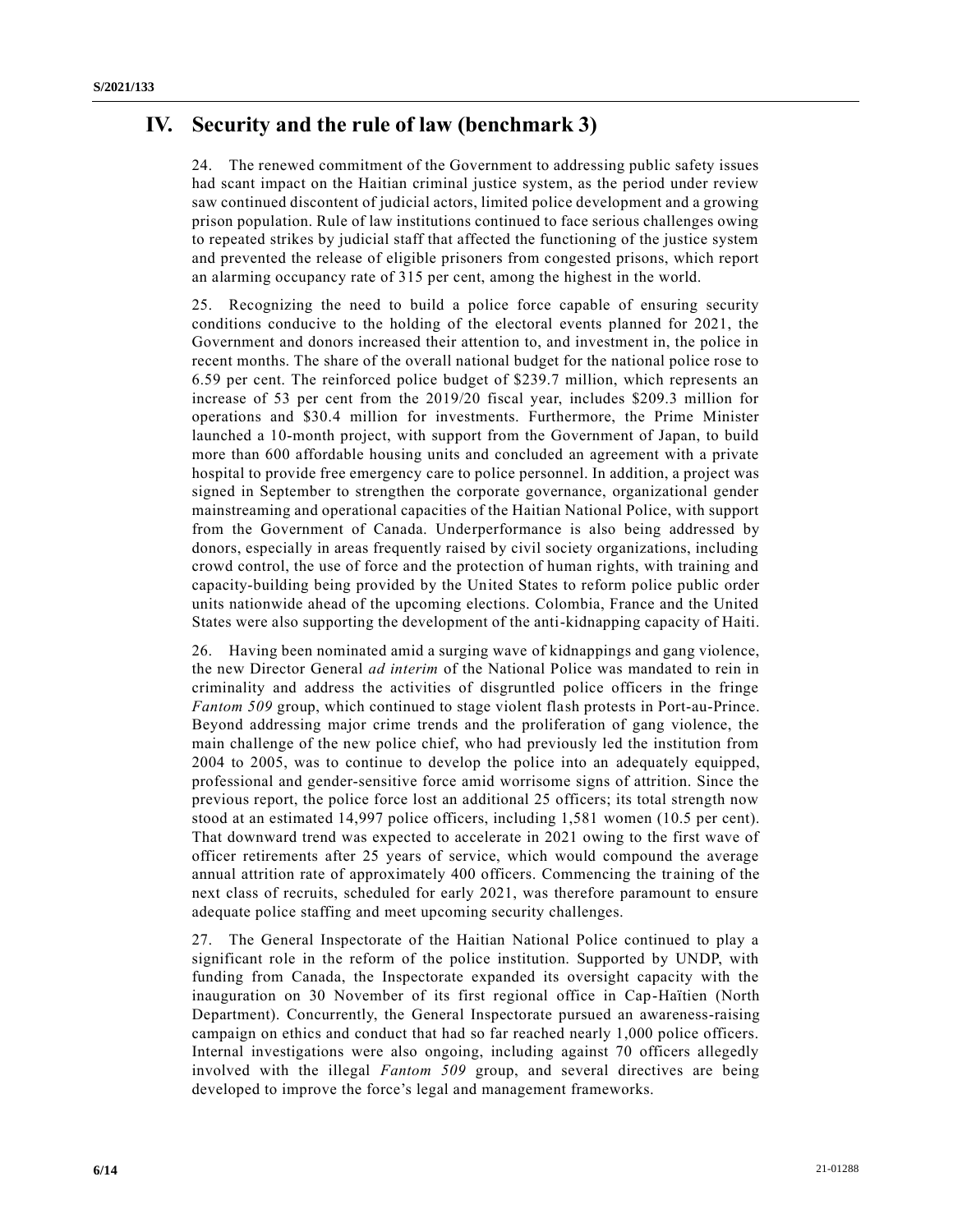# IV. Security and the rule of law (benchmark 3)

24. The renewed commitment of the Government to addressing public safety issues had scant impact on the Haitian criminal justice system, as the period under review saw continued discontent of judicial actors, limited police development and a growing prison population. Rule of law institutions continued to face serious challenges owing to repeated strikes by judicial staff that affected the functioning of the justice system and prevented the release of eligible prisoners from congested prisons, which report an alarming occupancy rate of 315 per cent, among the highest in the world.

25. Recognizing the need to build a police force capable of ensuring security conditions conducive to the holding of the electoral events planned for 2021, the Government and donors increased their attention to, and investment in, the police in recent months. The share of the overall national budget for the national police rose to 6.59 per cent. The reinforced police budget of $239.7 million, which represents an increase of 53 per cent from the 2019/20 fiscal year, includes $209.3 million for operations and $30.4 million for investments. Furthermore, the Prime Minister launched a 10-month project, with support from the Government of Japan, to build more than 600 affordable housing units and concluded an agreement with a private hospital to provide free emergency care to police personnel. In addition, a project was signed in September to strengthen the corporate governance, organizational gender mainstreaming and operational capacities of the Haitian National Police, with support from the Government of Canada. Underperformance is also being addressed by donors, especially in areas frequently raised by civil society organizations, including crowd control, the use of force and the protection of human rights, with training and capacity-building being provided by the United States to reform police public order units nationwide ahead of the upcoming elections. Colombia, France and the United States were also supporting the development of the anti-kidnapping capacity of Haiti.

26. Having been nominated amid a surging wave of kidnappings and gang violence, the new Director General *ad interim* of the National Police was mandated to rein in criminality and address the activities of disgruntled police officers in the fringe *Fantom 509* group, which continued to stage violent flash protests in Port-au-Prince. Beyond addressing major crime trends and the proliferation of gang violence, the main challenge of the new police chief, who had previously led the institution from 2004 to 2005, was to continue to develop the police into an adequately equipped, professional and gender-sensitive force amid worrisome signs of attrition. Since the previous report, the police force lost an additional 25 officers; its total strength now stood at an estimated 14,997 police officers, including 1,581 women (10.5 per cent). That downward trend was expected to accelerate in 2021 owing to the first wave of officer retirements after 25 years of service, which would compound the average annual attrition rate of approximately 400 officers. Commencing the training of the next class of recruits, scheduled for early 2021, was therefore paramount to ensure adequate police staffing and meet upcoming security challenges.

27. The General Inspectorate of the Haitian National Police continued to play a significant role in the reform of the police institution. Supported by UNDP, with funding from Canada, the Inspectorate expanded its oversight capacity with the inauguration on 30 November of its first regional office in Cap-Haïtien (North Department). Concurrently, the General Inspectorate pursued an awareness-raising campaign on ethics and conduct that had so far reached nearly 1,000 police officers. Internal investigations were also ongoing, including against 70 officers allegedly involved with the illegal *Fantom 509* group, and several directives are being developed to improve the force's legal and management frameworks.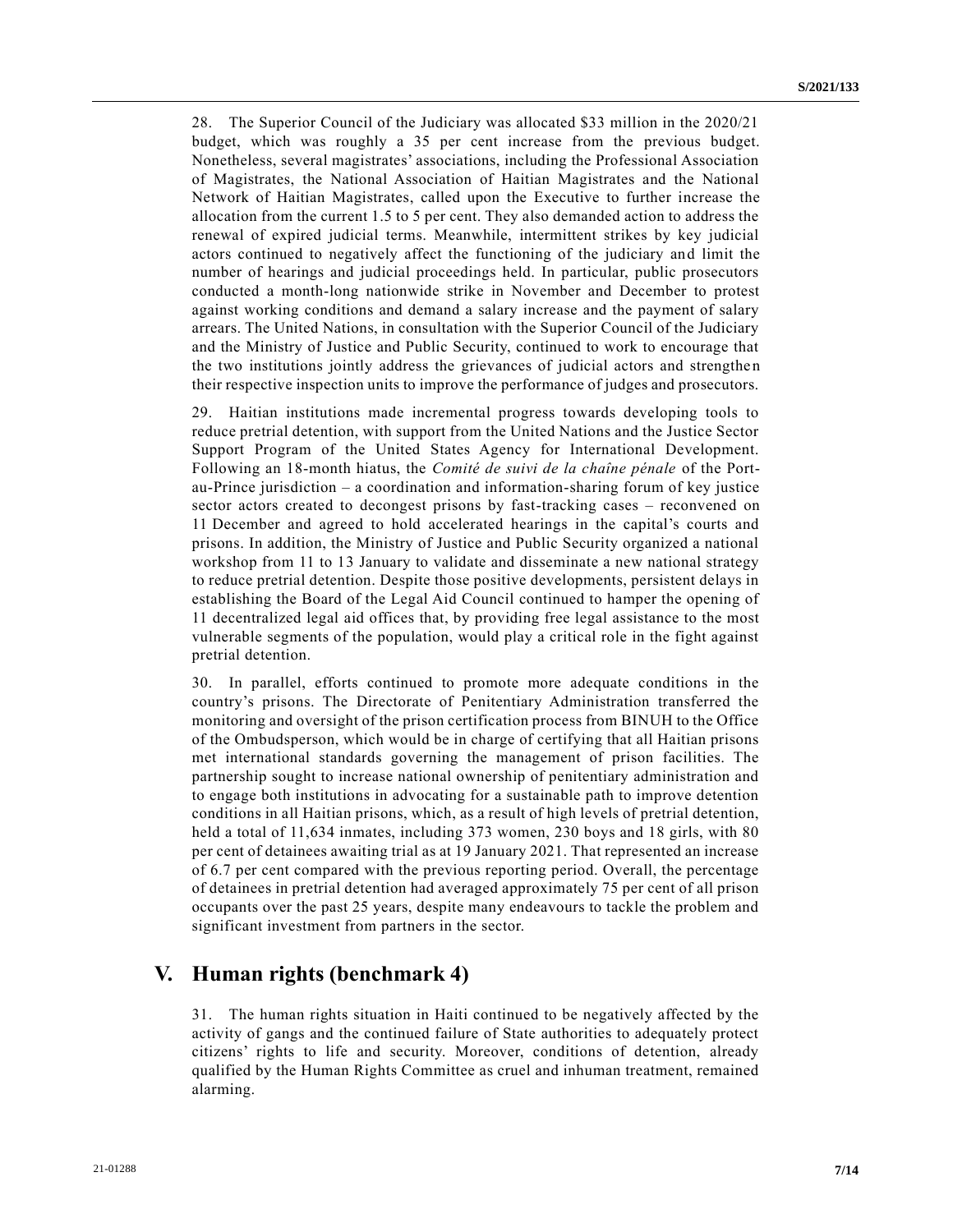28. The Superior Council of the Judiciary was allocated \$33 million in the 2020/21 budget, which was roughly a 35 per cent increase from the previous budget. Nonetheless, several magistrates' associations, including the Professional Association of Magistrates, the National Association of Haitian Magistrates and the National Network of Haitian Magistrates, called upon the Executive to further increase the allocation from the current 1.5 to 5 per cent. They also demanded action to address the renewal of expired judicial terms. Meanwhile, intermittent strikes by key judicial actors continued to negatively affect the functioning of the judiciary and limit the number of hearings and judicial proceedings held. In particular, public prosecutors conducted a month-long nationwide strike in November and December to protest against working conditions and demand a salary increase and the payment of salary arrears. The United Nations, in consultation with the Superior Council of the Judiciary and the Ministry of Justice and Public Security, continued to work to encourage that the two institutions jointly address the grievances of judicial actors and strengthen their respective inspection units to improve the performance of judges and prosecutors.

29. Haitian institutions made incremental progress towards developing tools to reduce pretrial detention, with support from the United Nations and the Justice Sector Support Program of the United States Agency for International Development. Following an 18-month hiatus, the *Comité de suivi de la chaîne pénale* of the Port-au-Prince jurisdiction – a coordination and information-sharing forum of key justice sector actors created to decongest prisons by fast-tracking cases – reconvened on 11 December and agreed to hold accelerated hearings in the capital's courts and prisons. In addition, the Ministry of Justice and Public Security organized a national workshop from 11 to 13 January to validate and disseminate a new national strategy to reduce pretrial detention. Despite those positive developments, persistent delays in establishing the Board of the Legal Aid Council continued to hamper the opening of 11 decentralized legal aid offices that, by providing free legal assistance to the most vulnerable segments of the population, would play a critical role in the fight against pretrial detention.

30. In parallel, efforts continued to promote more adequate conditions in the country's prisons. The Directorate of Penitentiary Administration transferred the monitoring and oversight of the prison certification process from BINUH to the Office of the Ombudsperson, which would be in charge of certifying that all Haitian prisons met international standards governing the management of prison facilities. The partnership sought to increase national ownership of penitentiary administration and to engage both institutions in advocating for a sustainable path to improve detention conditions in all Haitian prisons, which, as a result of high levels of pretrial detention, held a total of 11,634 inmates, including 373 women, 230 boys and 18 girls, with 80 per cent of detainees awaiting trial as at 19 January 2021. That represented an increase of 6.7 per cent compared with the previous reporting period. Overall, the percentage of detainees in pretrial detention had averaged approximately 75 per cent of all prison occupants over the past 25 years, despite many endeavours to tackle the problem and significant investment from partners in the sector.

## V. Human rights (benchmark 4)

31. The human rights situation in Haiti continued to be negatively affected by the activity of gangs and the continued failure of State authorities to adequately protect citizens' rights to life and security. Moreover, conditions of detention, already qualified by the Human Rights Committee as cruel and inhuman treatment, remained alarming.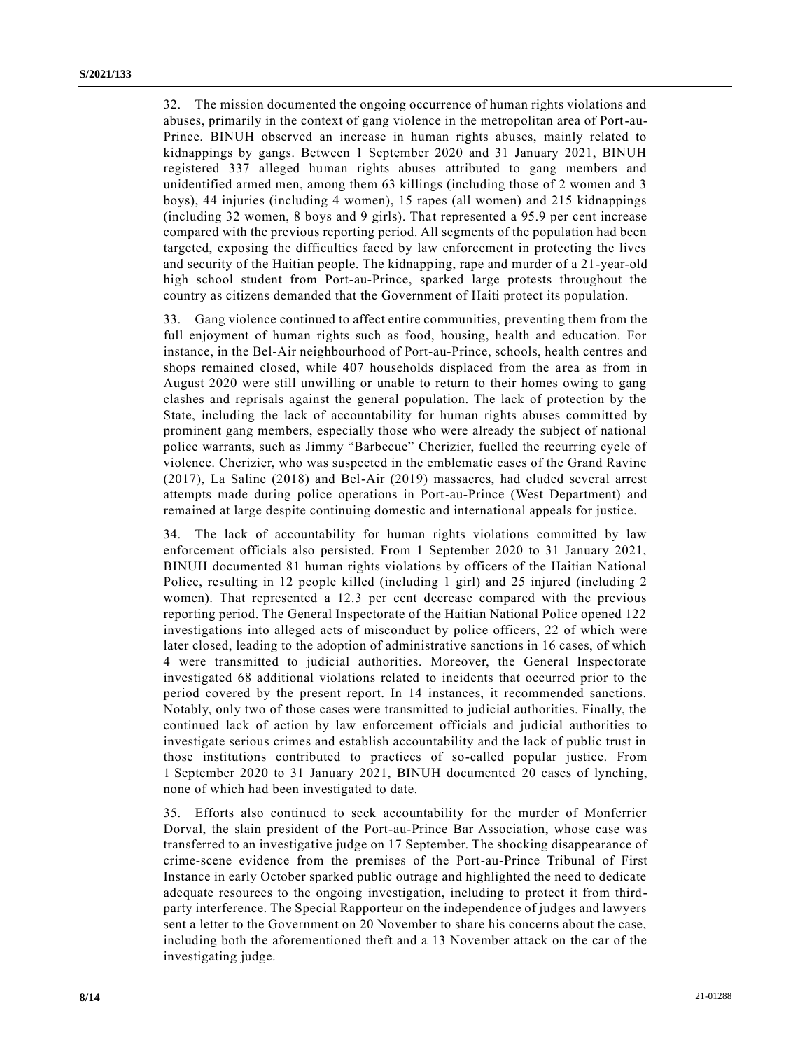32. The mission documented the ongoing occurrence of human rights violations and abuses, primarily in the context of gang violence in the metropolitan area of Port-au-Prince. BINUH observed an increase in human rights abuses, mainly related to kidnappings by gangs. Between 1 September 2020 and 31 January 2021, BINUH registered 337 alleged human rights abuses attributed to gang members and unidentified armed men, among them 63 killings (including those of 2 women and 3 boys), 44 injuries (including 4 women), 15 rapes (all women) and 215 kidnappings (including 32 women, 8 boys and 9 girls). That represented a 95.9 per cent increase compared with the previous reporting period. All segments of the population had been targeted, exposing the difficulties faced by law enforcement in protecting the lives and security of the Haitian people. The kidnapping, rape and murder of a 21-year-old high school student from Port-au-Prince, sparked large protests throughout the country as citizens demanded that the Government of Haiti protect its population.

33. Gang violence continued to affect entire communities, preventing them from the full enjoyment of human rights such as food, housing, health and education. For instance, in the Bel-Air neighbourhood of Port-au-Prince, schools, health centres and shops remained closed, while 407 households displaced from the area as from in August 2020 were still unwilling or unable to return to their homes owing to gang clashes and reprisals against the general population. The lack of protection by the State, including the lack of accountability for human rights abuses committed by prominent gang members, especially those who were already the subject of national police warrants, such as Jimmy "Barbecue" Cherizier, fuelled the recurring cycle of violence. Cherizier, who was suspected in the emblematic cases of the Grand Ravine (2017), La Saline (2018) and Bel-Air (2019) massacres, had eluded several arrest attempts made during police operations in Port-au-Prince (West Department) and remained at large despite continuing domestic and international appeals for justice.

34. The lack of accountability for human rights violations committed by law enforcement officials also persisted. From 1 September 2020 to 31 January 2021, BINUH documented 81 human rights violations by officers of the Haitian National Police, resulting in 12 people killed (including 1 girl) and 25 injured (including 2 women). That represented a 12.3 per cent decrease compared with the previous reporting period. The General Inspectorate of the Haitian National Police opened 122 investigations into alleged acts of misconduct by police officers, 22 of which were later closed, leading to the adoption of administrative sanctions in 16 cases, of which 4 were transmitted to judicial authorities. Moreover, the General Inspectorate investigated 68 additional violations related to incidents that occurred prior to the period covered by the present report. In 14 instances, it recommended sanctions. Notably, only two of those cases were transmitted to judicial authorities. Finally, the continued lack of action by law enforcement officials and judicial authorities to investigate serious crimes and establish accountability and the lack of public trust in those institutions contributed to practices of so-called popular justice. From 1 September 2020 to 31 January 2021, BINUH documented 20 cases of lynching, none of which had been investigated to date.

35. Efforts also continued to seek accountability for the murder of Monferrier Dorval, the slain president of the Port-au-Prince Bar Association, whose case was transferred to an investigative judge on 17 September. The shocking disappearance of crime-scene evidence from the premises of the Port-au-Prince Tribunal of First Instance in early October sparked public outrage and highlighted the need to dedicate adequate resources to the ongoing investigation, including to protect it from third-party interference. The Special Rapporteur on the independence of judges and lawyers sent a letter to the Government on 20 November to share his concerns about the case, including both the aforementioned theft and a 13 November attack on the car of the investigating judge.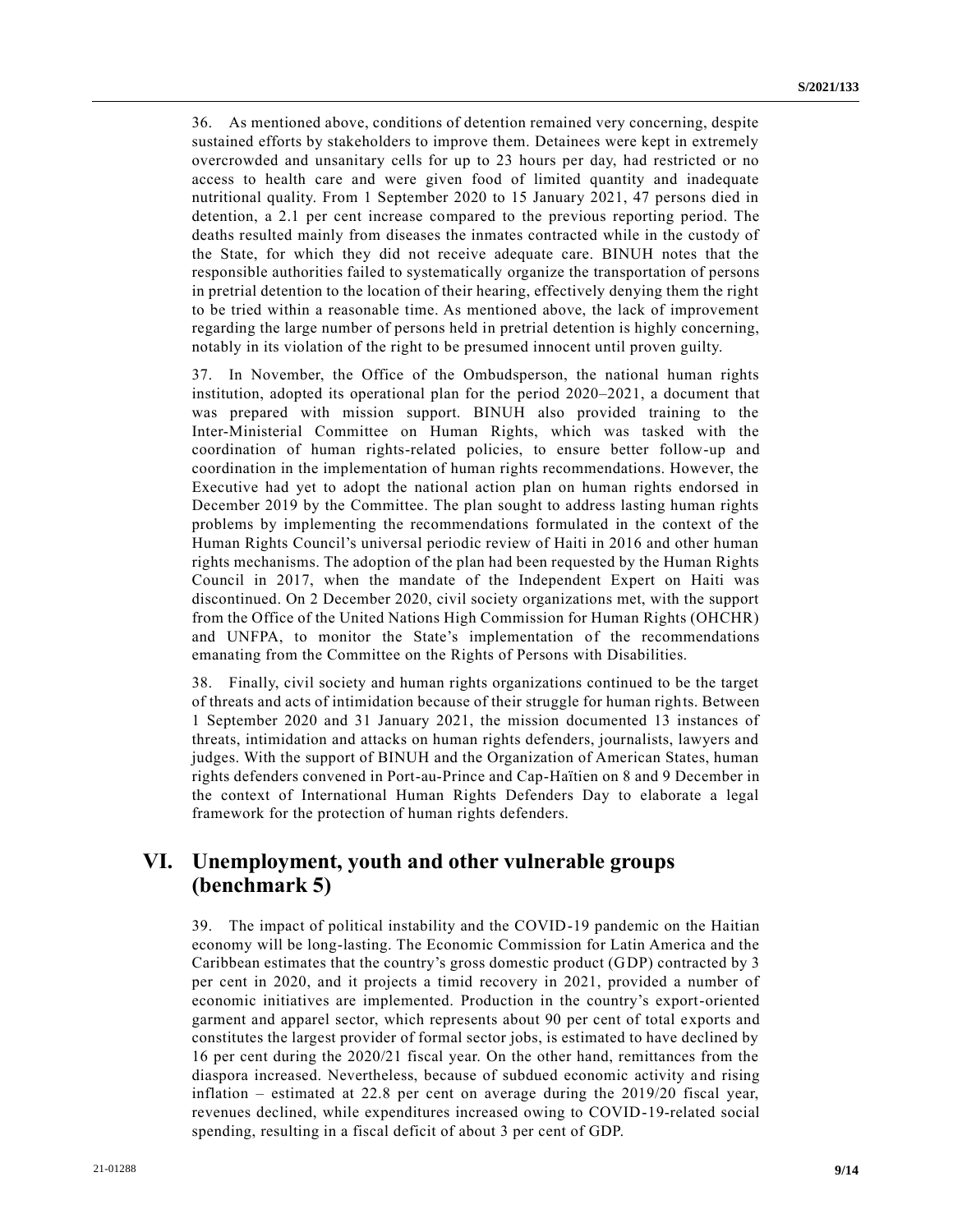36. As mentioned above, conditions of detention remained very concerning, despite sustained efforts by stakeholders to improve them. Detainees were kept in extremely overcrowded and unsanitary cells for up to 23 hours per day, had restricted or no access to health care and were given food of limited quantity and inadequate nutritional quality. From 1 September 2020 to 15 January 2021, 47 persons died in detention, a 2.1 per cent increase compared to the previous reporting period. The deaths resulted mainly from diseases the inmates contracted while in the custody of the State, for which they did not receive adequate care. BINUH notes that the responsible authorities failed to systematically organize the transportation of persons in pretrial detention to the location of their hearing, effectively denying them the right to be tried within a reasonable time. As mentioned above, the lack of improvement regarding the large number of persons held in pretrial detention is highly concerning, notably in its violation of the right to be presumed innocent until proven guilty.

37. In November, the Office of the Ombudsperson, the national human rights institution, adopted its operational plan for the period 2020–2021, a document that was prepared with mission support. BINUH also provided training to the Inter-Ministerial Committee on Human Rights, which was tasked with the coordination of human rights-related policies, to ensure better follow-up and coordination in the implementation of human rights recommendations. However, the Executive had yet to adopt the national action plan on human rights endorsed in December 2019 by the Committee. The plan sought to address lasting human rights problems by implementing the recommendations formulated in the context of the Human Rights Council's universal periodic review of Haiti in 2016 and other human rights mechanisms. The adoption of the plan had been requested by the Human Rights Council in 2017, when the mandate of the Independent Expert on Haiti was discontinued. On 2 December 2020, civil society organizations met, with the support from the Office of the United Nations High Commission for Human Rights (OHCHR) and UNFPA, to monitor the State's implementation of the recommendations emanating from the Committee on the Rights of Persons with Disabilities.

38. Finally, civil society and human rights organizations continued to be the target of threats and acts of intimidation because of their struggle for human rights. Between 1 September 2020 and 31 January 2021, the mission documented 13 instances of threats, intimidation and attacks on human rights defenders, journalists, lawyers and judges. With the support of BINUH and the Organization of American States, human rights defenders convened in Port-au-Prince and Cap-Haïtien on 8 and 9 December in the context of International Human Rights Defenders Day to elaborate a legal framework for the protection of human rights defenders.

## VI. Unemployment, youth and other vulnerable groups (benchmark 5)

39. The impact of political instability and the COVID-19 pandemic on the Haitian economy will be long-lasting. The Economic Commission for Latin America and the Caribbean estimates that the country's gross domestic product (GDP) contracted by 3 per cent in 2020, and it projects a timid recovery in 2021, provided a number of economic initiatives are implemented. Production in the country's export-oriented garment and apparel sector, which represents about 90 per cent of total exports and constitutes the largest provider of formal sector jobs, is estimated to have declined by 16 per cent during the 2020/21 fiscal year. On the other hand, remittances from the diaspora increased. Nevertheless, because of subdued economic activity and rising inflation – estimated at 22.8 per cent on average during the 2019/20 fiscal year, revenues declined, while expenditures increased owing to COVID-19-related social spending, resulting in a fiscal deficit of about 3 per cent of GDP.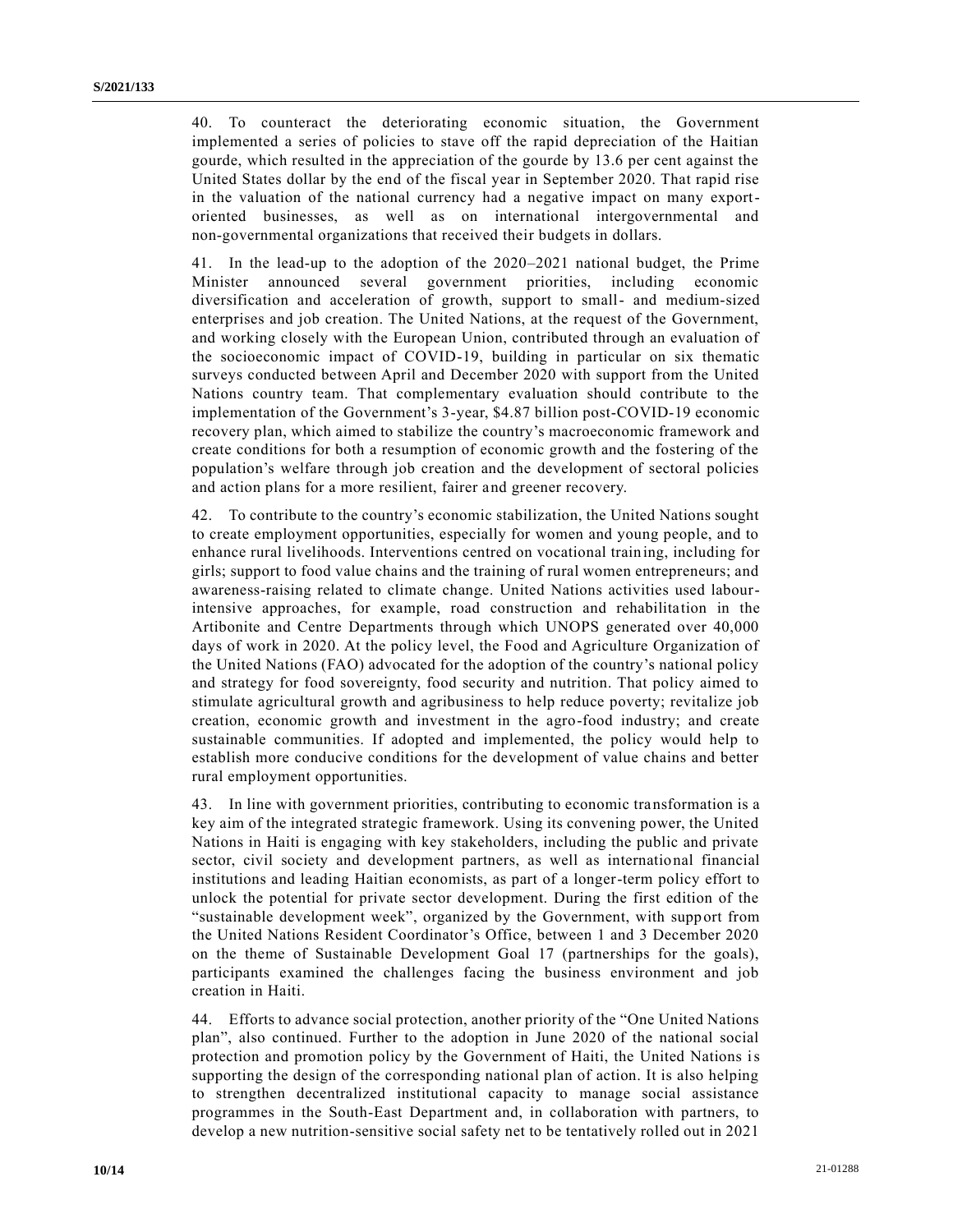40. To counteract the deteriorating economic situation, the Government implemented a series of policies to stave off the rapid depreciation of the Haitian gourde, which resulted in the appreciation of the gourde by 13.6 per cent against the United States dollar by the end of the fiscal year in September 2020. That rapid rise in the valuation of the national currency had a negative impact on many export-oriented businesses, as well as on international intergovernmental and non-governmental organizations that received their budgets in dollars.

41. In the lead-up to the adoption of the 2020–2021 national budget, the Prime Minister announced several government priorities, including economic diversification and acceleration of growth, support to small- and medium-sized enterprises and job creation. The United Nations, at the request of the Government, and working closely with the European Union, contributed through an evaluation of the socioeconomic impact of COVID-19, building in particular on six thematic surveys conducted between April and December 2020 with support from the United Nations country team. That complementary evaluation should contribute to the implementation of the Government's 3-year, $4.87 billion post-COVID-19 economic recovery plan, which aimed to stabilize the country's macroeconomic framework and create conditions for both a resumption of economic growth and the fostering of the population's welfare through job creation and the development of sectoral policies and action plans for a more resilient, fairer and greener recovery.

42. To contribute to the country's economic stabilization, the United Nations sought to create employment opportunities, especially for women and young people, and to enhance rural livelihoods. Interventions centred on vocational training, including for girls; support to food value chains and the training of rural women entrepreneurs; and awareness-raising related to climate change. United Nations activities used labour-intensive approaches, for example, road construction and rehabilitation in the Artibonite and Centre Departments through which UNOPS generated over 40,000 days of work in 2020. At the policy level, the Food and Agriculture Organization of the United Nations (FAO) advocated for the adoption of the country's national policy and strategy for food sovereignty, food security and nutrition. That policy aimed to stimulate agricultural growth and agribusiness to help reduce poverty; revitalize job creation, economic growth and investment in the agro-food industry; and create sustainable communities. If adopted and implemented, the policy would help to establish more conducive conditions for the development of value chains and better rural employment opportunities.

43. In line with government priorities, contributing to economic transformation is a key aim of the integrated strategic framework. Using its convening power, the United Nations in Haiti is engaging with key stakeholders, including the public and private sector, civil society and development partners, as well as international financial institutions and leading Haitian economists, as part of a longer-term policy effort to unlock the potential for private sector development. During the first edition of the "sustainable development week", organized by the Government, with support from the United Nations Resident Coordinator's Office, between 1 and 3 December 2020 on the theme of Sustainable Development Goal 17 (partnerships for the goals), participants examined the challenges facing the business environment and job creation in Haiti.

44. Efforts to advance social protection, another priority of the "One United Nations plan", also continued. Further to the adoption in June 2020 of the national social protection and promotion policy by the Government of Haiti, the United Nations is supporting the design of the corresponding national plan of action. It is also helping to strengthen decentralized institutional capacity to manage social assistance programmes in the South-East Department and, in collaboration with partners, to develop a new nutrition-sensitive social safety net to be tentatively rolled out in 2021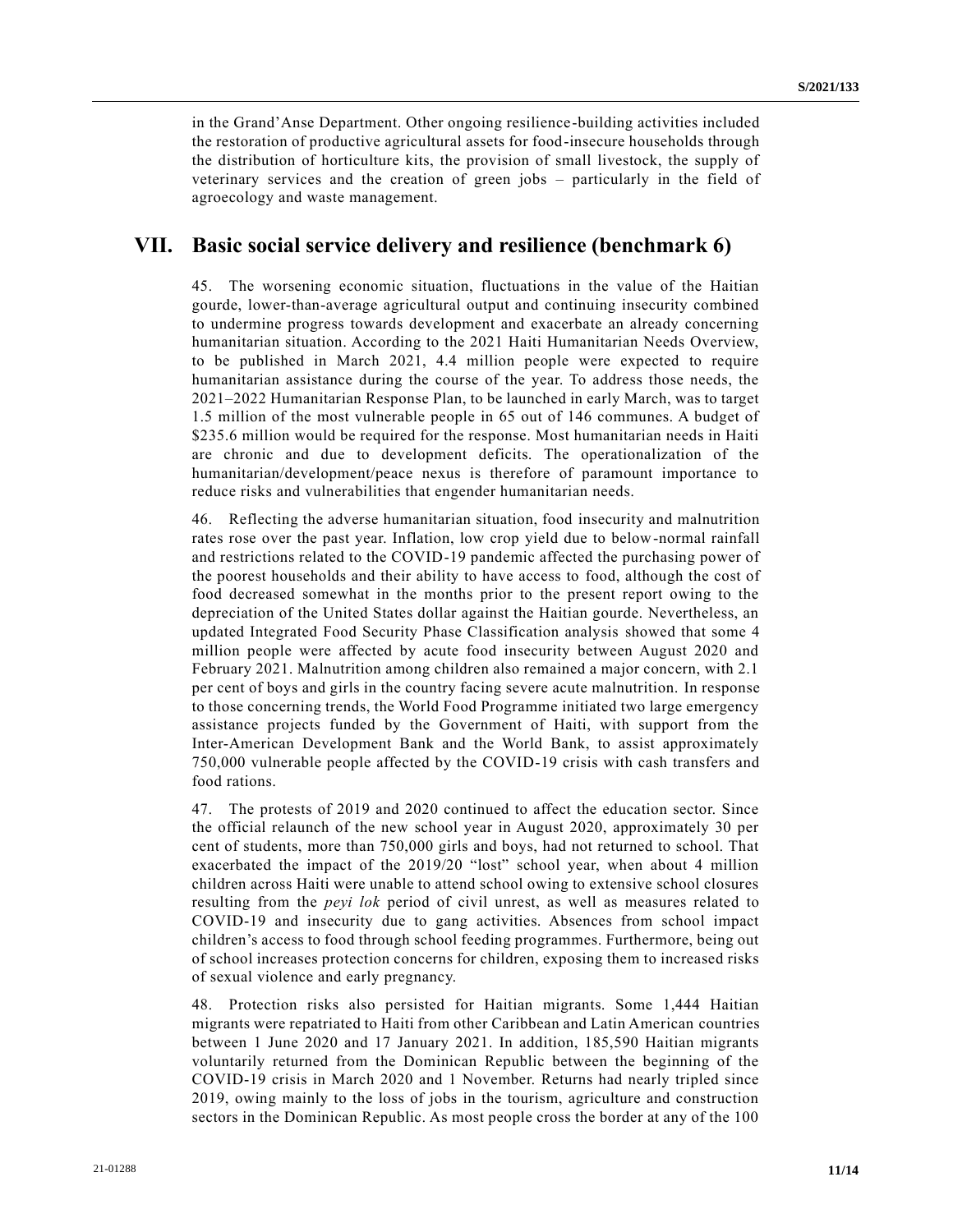in the Grand'Anse Department. Other ongoing resilience-building activities included the restoration of productive agricultural assets for food-insecure households through the distribution of horticulture kits, the provision of small livestock, the supply of veterinary services and the creation of green jobs – particularly in the field of agroecology and waste management.

## VII. Basic social service delivery and resilience (benchmark 6)

45. The worsening economic situation, fluctuations in the value of the Haitian gourde, lower-than-average agricultural output and continuing insecurity combined to undermine progress towards development and exacerbate an already concerning humanitarian situation. According to the 2021 Haiti Humanitarian Needs Overview, to be published in March 2021, 4.4 million people were expected to require humanitarian assistance during the course of the year. To address those needs, the 2021–2022 Humanitarian Response Plan, to be launched in early March, was to target 1.5 million of the most vulnerable people in 65 out of 146 communes. A budget of $235.6 million would be required for the response. Most humanitarian needs in Haiti are chronic and due to development deficits. The operationalization of the humanitarian/development/peace nexus is therefore of paramount importance to reduce risks and vulnerabilities that engender humanitarian needs.

46. Reflecting the adverse humanitarian situation, food insecurity and malnutrition rates rose over the past year. Inflation, low crop yield due to below-normal rainfall and restrictions related to the COVID-19 pandemic affected the purchasing power of the poorest households and their ability to have access to food, although the cost of food decreased somewhat in the months prior to the present report owing to the depreciation of the United States dollar against the Haitian gourde. Nevertheless, an updated Integrated Food Security Phase Classification analysis showed that some 4 million people were affected by acute food insecurity between August 2020 and February 2021. Malnutrition among children also remained a major concern, with 2.1 per cent of boys and girls in the country facing severe acute malnutrition. In response to those concerning trends, the World Food Programme initiated two large emergency assistance projects funded by the Government of Haiti, with support from the Inter-American Development Bank and the World Bank, to assist approximately 750,000 vulnerable people affected by the COVID-19 crisis with cash transfers and food rations.

47. The protests of 2019 and 2020 continued to affect the education sector. Since the official relaunch of the new school year in August 2020, approximately 30 per cent of students, more than 750,000 girls and boys, had not returned to school. That exacerbated the impact of the 2019/20 "lost" school year, when about 4 million children across Haiti were unable to attend school owing to extensive school closures resulting from the *peyi lok* period of civil unrest, as well as measures related to COVID-19 and insecurity due to gang activities. Absences from school impact children's access to food through school feeding programmes. Furthermore, being out of school increases protection concerns for children, exposing them to increased risks of sexual violence and early pregnancy.

48. Protection risks also persisted for Haitian migrants. Some 1,444 Haitian migrants were repatriated to Haiti from other Caribbean and Latin American countries between 1 June 2020 and 17 January 2021. In addition, 185,590 Haitian migrants voluntarily returned from the Dominican Republic between the beginning of the COVID-19 crisis in March 2020 and 1 November. Returns had nearly tripled since 2019, owing mainly to the loss of jobs in the tourism, agriculture and construction sectors in the Dominican Republic. As most people cross the border at any of the 100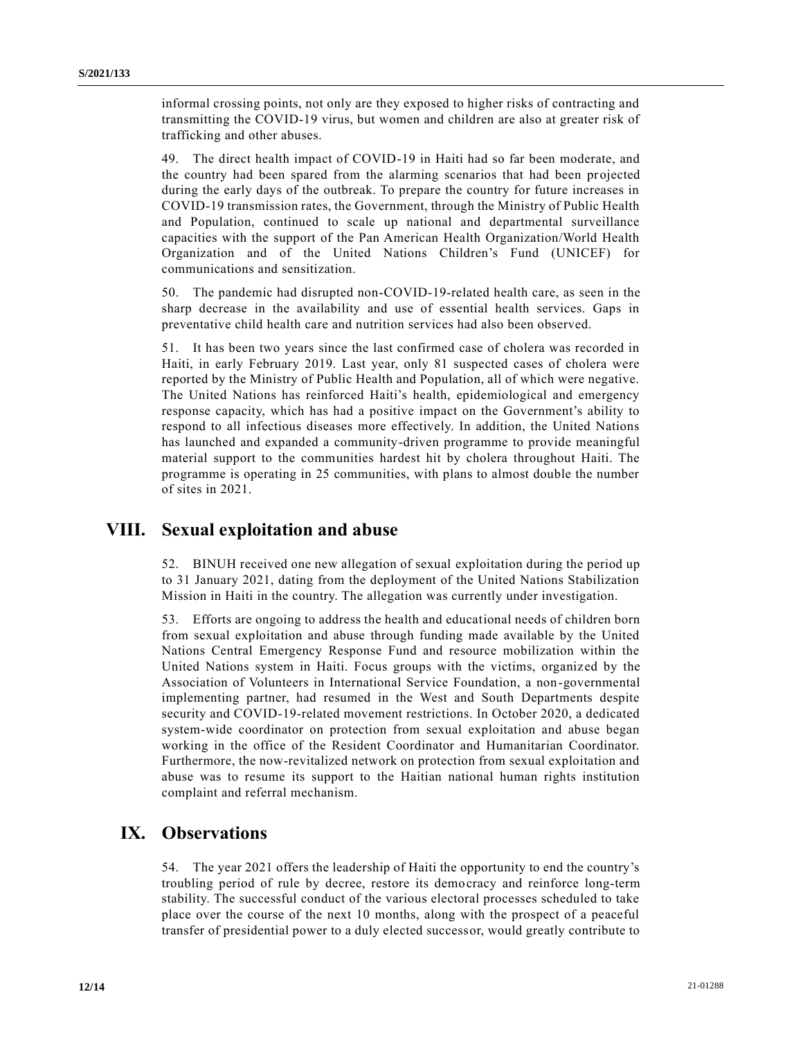informal crossing points, not only are they exposed to higher risks of contracting and transmitting the COVID-19 virus, but women and children are also at greater risk of trafficking and other abuses.

49. The direct health impact of COVID-19 in Haiti had so far been moderate, and the country had been spared from the alarming scenarios that had been projected during the early days of the outbreak. To prepare the country for future increases in COVID-19 transmission rates, the Government, through the Ministry of Public Health and Population, continued to scale up national and departmental surveillance capacities with the support of the Pan American Health Organization/World Health Organization and of the United Nations Children's Fund (UNICEF) for communications and sensitization.

50. The pandemic had disrupted non-COVID-19-related health care, as seen in the sharp decrease in the availability and use of essential health services. Gaps in preventative child health care and nutrition services had also been observed.

51. It has been two years since the last confirmed case of cholera was recorded in Haiti, in early February 2019. Last year, only 81 suspected cases of cholera were reported by the Ministry of Public Health and Population, all of which were negative. The United Nations has reinforced Haiti's health, epidemiological and emergency response capacity, which has had a positive impact on the Government's ability to respond to all infectious diseases more effectively. In addition, the United Nations has launched and expanded a community-driven programme to provide meaningful material support to the communities hardest hit by cholera throughout Haiti. The programme is operating in 25 communities, with plans to almost double the number of sites in 2021.

# VIII. Sexual exploitation and abuse

52. BINUH received one new allegation of sexual exploitation during the period up to 31 January 2021, dating from the deployment of the United Nations Stabilization Mission in Haiti in the country. The allegation was currently under investigation.

53. Efforts are ongoing to address the health and educational needs of children born from sexual exploitation and abuse through funding made available by the United Nations Central Emergency Response Fund and resource mobilization within the United Nations system in Haiti. Focus groups with the victims, organized by the Association of Volunteers in International Service Foundation, a non-governmental implementing partner, had resumed in the West and South Departments despite security and COVID-19-related movement restrictions. In October 2020, a dedicated system-wide coordinator on protection from sexual exploitation and abuse began working in the office of the Resident Coordinator and Humanitarian Coordinator. Furthermore, the now-revitalized network on protection from sexual exploitation and abuse was to resume its support to the Haitian national human rights institution complaint and referral mechanism.

# IX. Observations

54. The year 2021 offers the leadership of Haiti the opportunity to end the country's troubling period of rule by decree, restore its democracy and reinforce long-term stability. The successful conduct of the various electoral processes scheduled to take place over the course of the next 10 months, along with the prospect of a peaceful transfer of presidential power to a duly elected successor, would greatly contribute to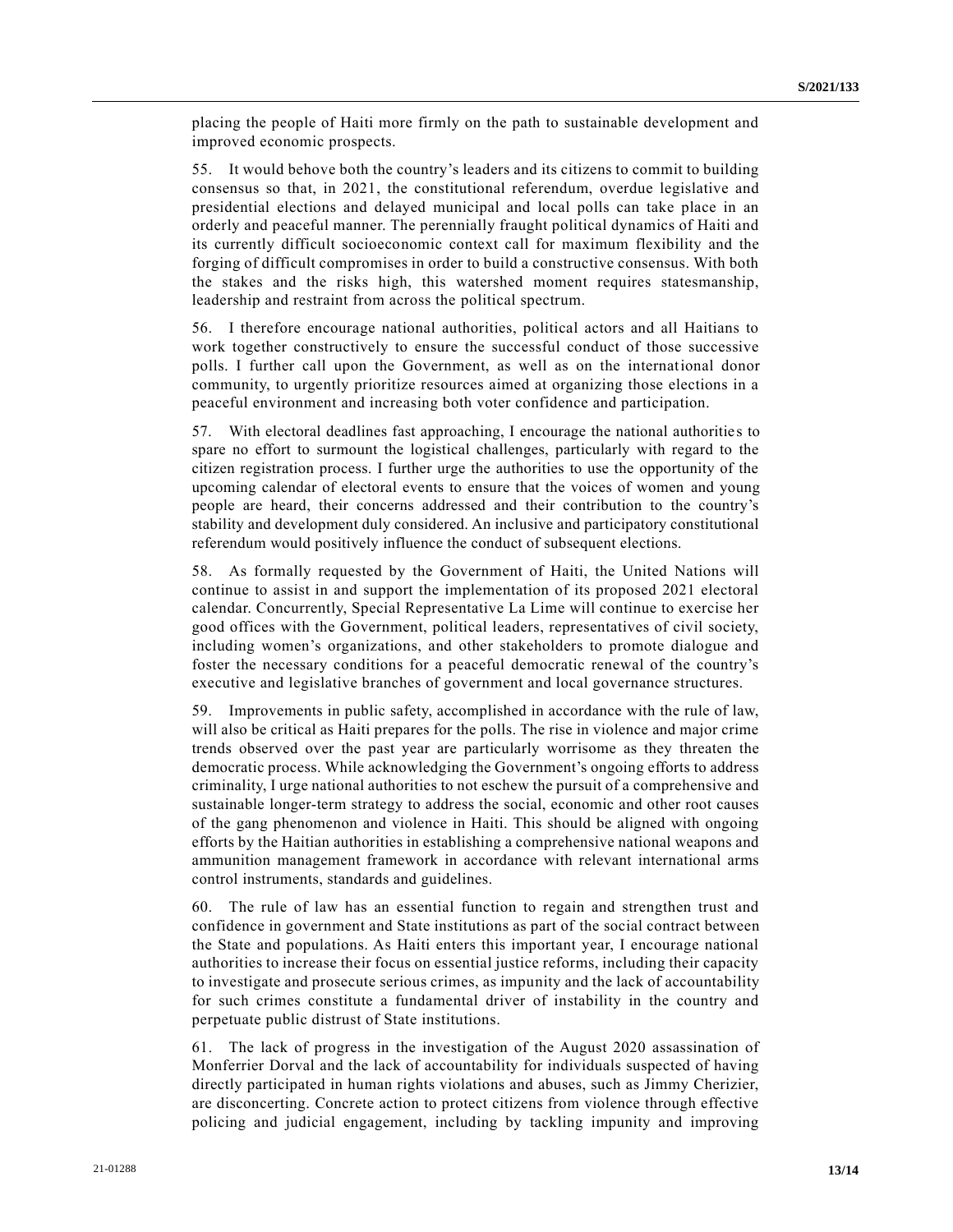placing the people of Haiti more firmly on the path to sustainable development and improved economic prospects.

55. It would behove both the country's leaders and its citizens to commit to building consensus so that, in 2021, the constitutional referendum, overdue legislative and presidential elections and delayed municipal and local polls can take place in an orderly and peaceful manner. The perennially fraught political dynamics of Haiti and its currently difficult socioeconomic context call for maximum flexibility and the forging of difficult compromises in order to build a constructive consensus. With both the stakes and the risks high, this watershed moment requires statesmanship, leadership and restraint from across the political spectrum.

56. I therefore encourage national authorities, political actors and all Haitians to work together constructively to ensure the successful conduct of those successive polls. I further call upon the Government, as well as on the international donor community, to urgently prioritize resources aimed at organizing those elections in a peaceful environment and increasing both voter confidence and participation.

57. With electoral deadlines fast approaching, I encourage the national authorities to spare no effort to surmount the logistical challenges, particularly with regard to the citizen registration process. I further urge the authorities to use the opportunity of the upcoming calendar of electoral events to ensure that the voices of women and young people are heard, their concerns addressed and their contribution to the country's stability and development duly considered. An inclusive and participatory constitutional referendum would positively influence the conduct of subsequent elections.

58. As formally requested by the Government of Haiti, the United Nations will continue to assist in and support the implementation of its proposed 2021 electoral calendar. Concurrently, Special Representative La Lime will continue to exercise her good offices with the Government, political leaders, representatives of civil society, including women's organizations, and other stakeholders to promote dialogue and foster the necessary conditions for a peaceful democratic renewal of the country's executive and legislative branches of government and local governance structures.

59. Improvements in public safety, accomplished in accordance with the rule of law, will also be critical as Haiti prepares for the polls. The rise in violence and major crime trends observed over the past year are particularly worrisome as they threaten the democratic process. While acknowledging the Government's ongoing efforts to address criminality, I urge national authorities to not eschew the pursuit of a comprehensive and sustainable longer-term strategy to address the social, economic and other root causes of the gang phenomenon and violence in Haiti. This should be aligned with ongoing efforts by the Haitian authorities in establishing a comprehensive national weapons and ammunition management framework in accordance with relevant international arms control instruments, standards and guidelines.

60. The rule of law has an essential function to regain and strengthen trust and confidence in government and State institutions as part of the social contract between the State and populations. As Haiti enters this important year, I encourage national authorities to increase their focus on essential justice reforms, including their capacity to investigate and prosecute serious crimes, as impunity and the lack of accountability for such crimes constitute a fundamental driver of instability in the country and perpetuate public distrust of State institutions.

61. The lack of progress in the investigation of the August 2020 assassination of Monferrier Dorval and the lack of accountability for individuals suspected of having directly participated in human rights violations and abuses, such as Jimmy Cherizier, are disconcerting. Concrete action to protect citizens from violence through effective policing and judicial engagement, including by tackling impunity and improving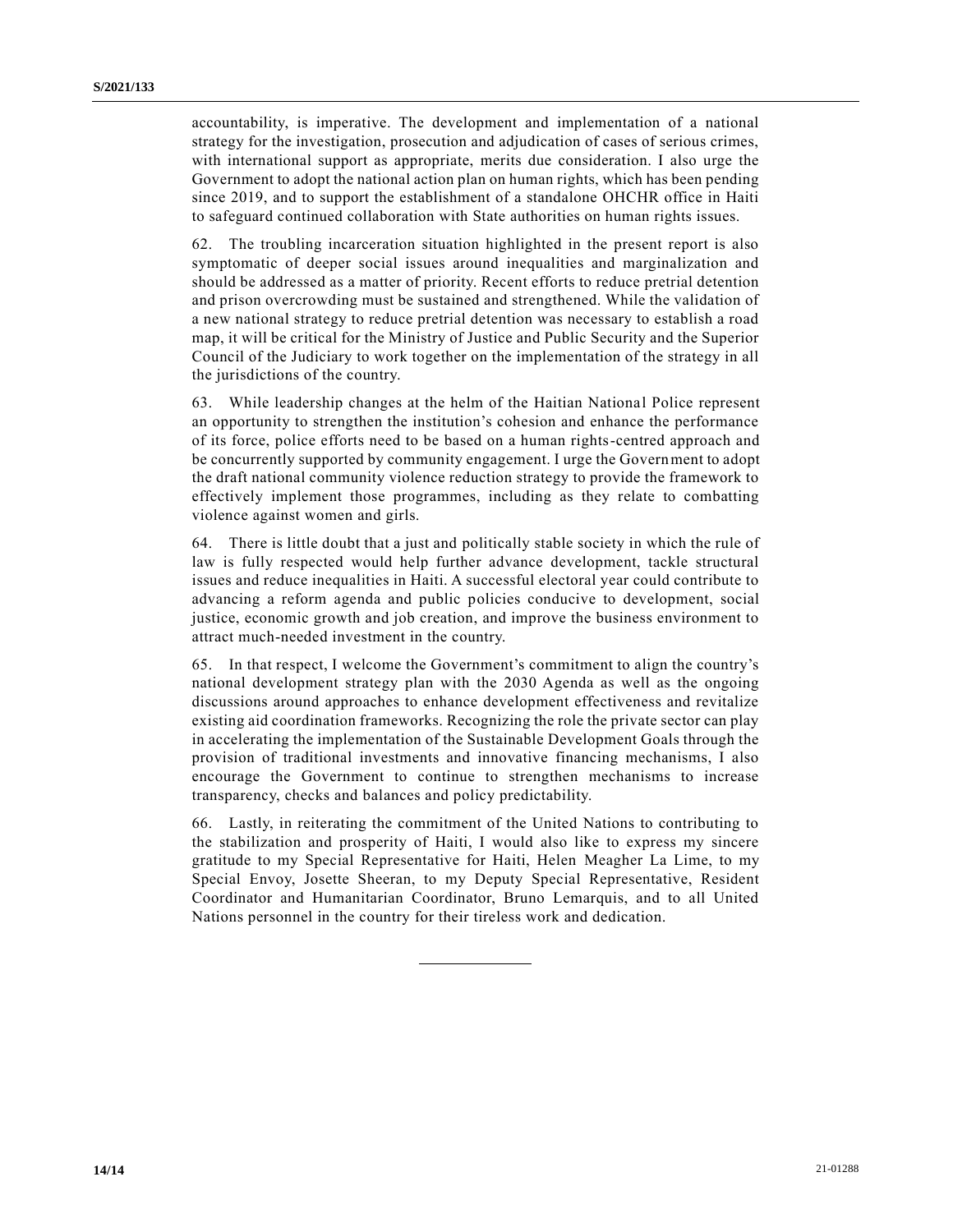accountability, is imperative. The development and implementation of a national strategy for the investigation, prosecution and adjudication of cases of serious crimes, with international support as appropriate, merits due consideration. I also urge the Government to adopt the national action plan on human rights, which has been pending since 2019, and to support the establishment of a standalone OHCHR office in Haiti to safeguard continued collaboration with State authorities on human rights issues.

62. The troubling incarceration situation highlighted in the present report is also symptomatic of deeper social issues around inequalities and marginalization and should be addressed as a matter of priority. Recent efforts to reduce pretrial detention and prison overcrowding must be sustained and strengthened. While the validation of a new national strategy to reduce pretrial detention was necessary to establish a road map, it will be critical for the Ministry of Justice and Public Security and the Superior Council of the Judiciary to work together on the implementation of the strategy in all the jurisdictions of the country.

63. While leadership changes at the helm of the Haitian National Police represent an opportunity to strengthen the institution's cohesion and enhance the performance of its force, police efforts need to be based on a human rights-centred approach and be concurrently supported by community engagement. I urge the Government to adopt the draft national community violence reduction strategy to provide the framework to effectively implement those programmes, including as they relate to combatting violence against women and girls.

64. There is little doubt that a just and politically stable society in which the rule of law is fully respected would help further advance development, tackle structural issues and reduce inequalities in Haiti. A successful electoral year could contribute to advancing a reform agenda and public policies conducive to development, social justice, economic growth and job creation, and improve the business environment to attract much-needed investment in the country.

65. In that respect, I welcome the Government's commitment to align the country's national development strategy plan with the 2030 Agenda as well as the ongoing discussions around approaches to enhance development effectiveness and revitalize existing aid coordination frameworks. Recognizing the role the private sector can play in accelerating the implementation of the Sustainable Development Goals through the provision of traditional investments and innovative financing mechanisms, I also encourage the Government to continue to strengthen mechanisms to increase transparency, checks and balances and policy predictability.

66. Lastly, in reiterating the commitment of the United Nations to contributing to the stabilization and prosperity of Haiti, I would also like to express my sincere gratitude to my Special Representative for Haiti, Helen Meagher La Lime, to my Special Envoy, Josette Sheeran, to my Deputy Special Representative, Resident Coordinator and Humanitarian Coordinator, Bruno Lemarquis, and to all United Nations personnel in the country for their tireless work and dedication.